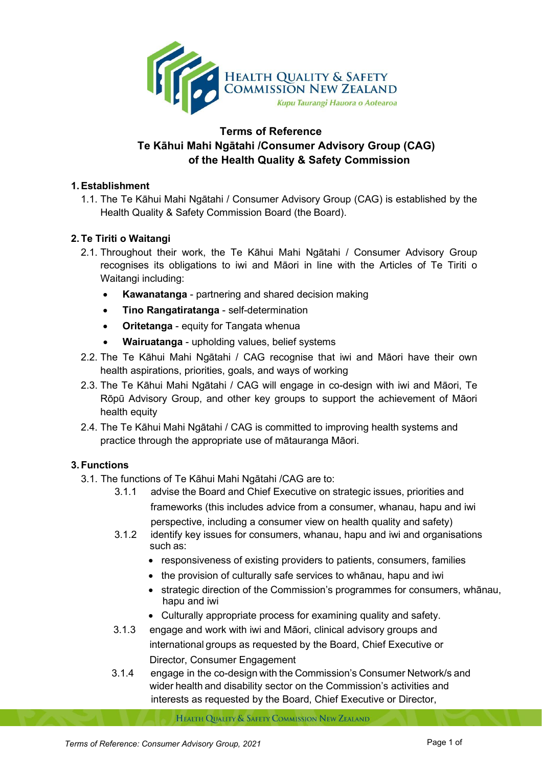# Terms of Reference
# Te Kāhui Mahi Ngātahi /Consumer Advisory Group (CAG) of the Health Quality & Safety Commission

## 1. Establishment

1.1. The Te Kāhui Mahi Ngātahi / Consumer Advisory Group (CAG) is established by the Health Quality & Safety Commission Board (the Board).

## 2. Te Tiriti o Waitangi

2.1. Throughout their work, the Te Kāhui Mahi Ngātahi / Consumer Advisory Group recognises its obligations to iwi and Māori in line with the Articles of Te Tiriti o Waitangi including:

- **Kawanatanga** - partnering and shared decision making
- **Tino Rangatiratanga** - self-determination
- **Oritetanga** - equity for Tangata whenua
- **Wairuatanga** - upholding values, belief systems

2.2. The Te Kāhui Mahi Ngātahi / CAG recognise that iwi and Māori have their own health aspirations, priorities, goals, and ways of working

2.3. The Te Kāhui Mahi Ngātahi / CAG will engage in co-design with iwi and Māori, Te Rōpū Advisory Group, and other key groups to support the achievement of Māori health equity

2.4. The Te Kāhui Mahi Ngātahi / CAG is committed to improving health systems and practice through the appropriate use of mātauranga Māori.

## 3. Functions

3.1. The functions of Te Kāhui Mahi Ngātahi /CAG are to:

3.1.1 advise the Board and Chief Executive on strategic issues, priorities and frameworks (this includes advice from a consumer, whanau, hapu and iwi perspective, including a consumer view on health quality and safety)

3.1.2 identify key issues for consumers, whanau, hapu and iwi and organisations such as:

- responsiveness of existing providers to patients, consumers, families
- the provision of culturally safe services to whānau, hapu and iwi
- strategic direction of the Commission's programmes for consumers, whānau, hapu and iwi
- Culturally appropriate process for examining quality and safety.

3.1.3 engage and work with iwi and Māori, clinical advisory groups and international groups as requested by the Board, Chief Executive or Director, Consumer Engagement

3.1.4 engage in the co-design with the Commission's Consumer Network/s and wider health and disability sector on the Commission's activities and interests as requested by the Board, Chief Executive or Director,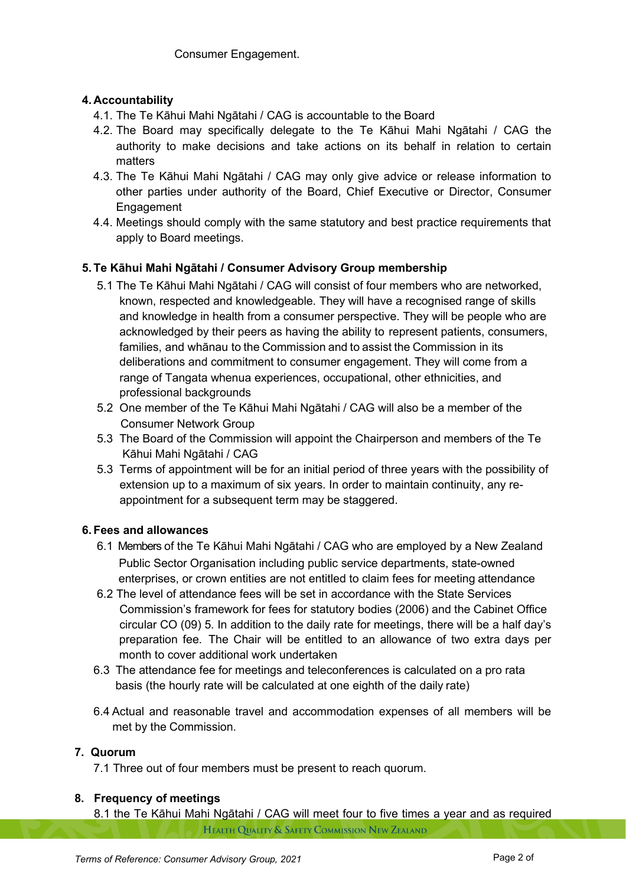Consumer Engagement.

## 4. Accountability

4.1. The Te Kāhui Mahi Ngātahi / CAG is accountable to the Board

4.2. The Board may specifically delegate to the Te Kāhui Mahi Ngātahi / CAG the authority to make decisions and take actions on its behalf in relation to certain matters

4.3. The Te Kāhui Mahi Ngātahi / CAG may only give advice or release information to other parties under authority of the Board, Chief Executive or Director, Consumer Engagement

4.4. Meetings should comply with the same statutory and best practice requirements that apply to Board meetings.

## 5. Te Kāhui Mahi Ngātahi / Consumer Advisory Group membership

5.1 The Te Kāhui Mahi Ngātahi / CAG will consist of four members who are networked, known, respected and knowledgeable. They will have a recognised range of skills and knowledge in health from a consumer perspective. They will be people who are acknowledged by their peers as having the ability to represent patients, consumers, families, and whānau to the Commission and to assist the Commission in its deliberations and commitment to consumer engagement. They will come from a range of Tangata whenua experiences, occupational, other ethnicities, and professional backgrounds

5.2 One member of the Te Kāhui Mahi Ngātahi / CAG will also be a member of the Consumer Network Group

5.3 The Board of the Commission will appoint the Chairperson and members of the Te Kāhui Mahi Ngātahi / CAG

5.3 Terms of appointment will be for an initial period of three years with the possibility of extension up to a maximum of six years. In order to maintain continuity, any re-appointment for a subsequent term may be staggered.

## 6. Fees and allowances

6.1 Members of the Te Kāhui Mahi Ngātahi / CAG who are employed by a New Zealand Public Sector Organisation including public service departments, state-owned enterprises, or crown entities are not entitled to claim fees for meeting attendance

6.2 The level of attendance fees will be set in accordance with the State Services Commission's framework for fees for statutory bodies (2006) and the Cabinet Office circular CO (09) 5. In addition to the daily rate for meetings, there will be a half day's preparation fee. The Chair will be entitled to an allowance of two extra days per month to cover additional work undertaken

6.3 The attendance fee for meetings and teleconferences is calculated on a pro rata basis (the hourly rate will be calculated at one eighth of the daily rate)

6.4 Actual and reasonable travel and accommodation expenses of all members will be met by the Commission.

## 7. Quorum

7.1 Three out of four members must be present to reach quorum.

## 8. Frequency of meetings

8.1 the Te Kāhui Mahi Ngātahi / CAG will meet four to five times a year and as required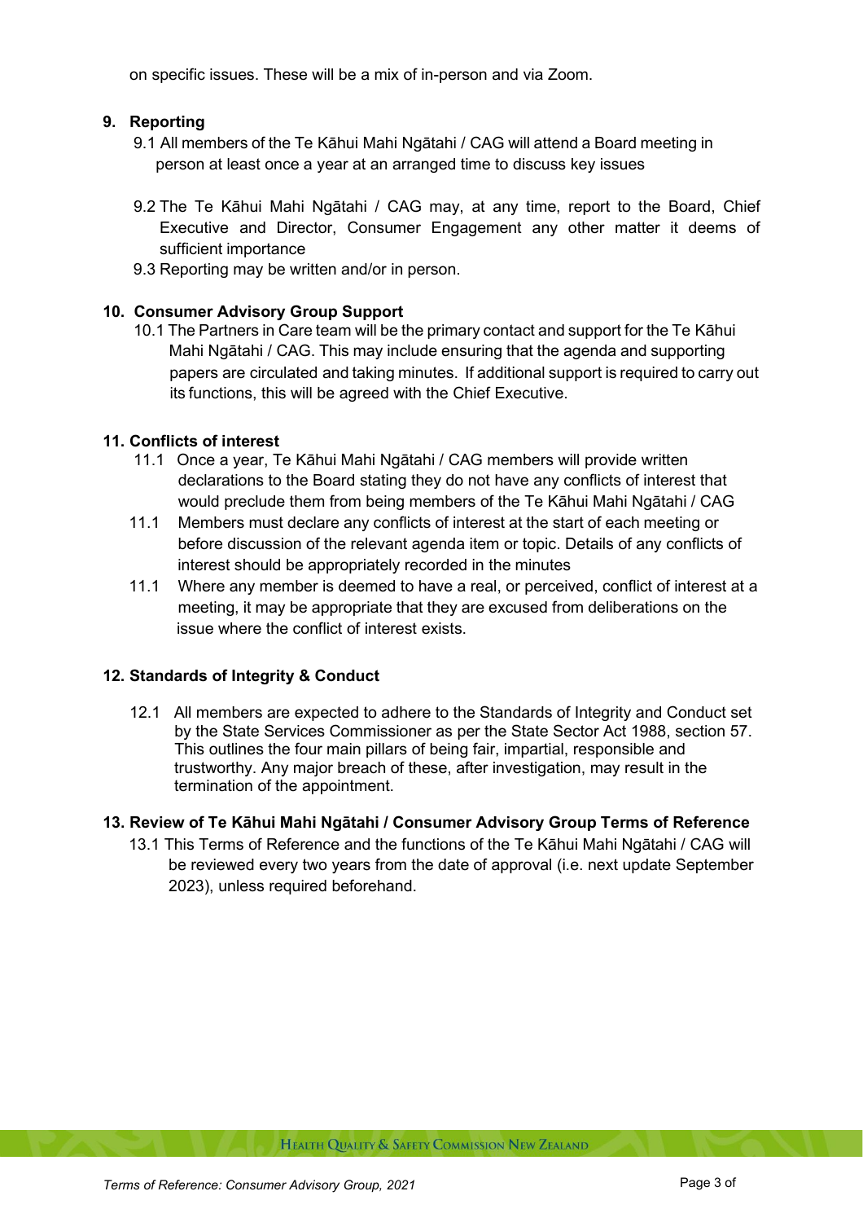on specific issues. These will be a mix of in-person and via Zoom.

## 9. Reporting

9.1 All members of the Te Kāhui Mahi Ngātahi / CAG will attend a Board meeting in person at least once a year at an arranged time to discuss key issues

9.2 The Te Kāhui Mahi Ngātahi / CAG may, at any time, report to the Board, Chief Executive and Director, Consumer Engagement any other matter it deems of sufficient importance

9.3 Reporting may be written and/or in person.

## 10. Consumer Advisory Group Support

10.1 The Partners in Care team will be the primary contact and support for the Te Kāhui Mahi Ngātahi / CAG. This may include ensuring that the agenda and supporting papers are circulated and taking minutes. If additional support is required to carry out its functions, this will be agreed with the Chief Executive.

## 11. Conflicts of interest

11.1 Once a year, Te Kāhui Mahi Ngātahi / CAG members will provide written declarations to the Board stating they do not have any conflicts of interest that would preclude them from being members of the Te Kāhui Mahi Ngātahi / CAG

11.1 Members must declare any conflicts of interest at the start of each meeting or before discussion of the relevant agenda item or topic. Details of any conflicts of interest should be appropriately recorded in the minutes

11.1 Where any member is deemed to have a real, or perceived, conflict of interest at a meeting, it may be appropriate that they are excused from deliberations on the issue where the conflict of interest exists.

## 12. Standards of Integrity & Conduct

12.1 All members are expected to adhere to the Standards of Integrity and Conduct set by the State Services Commissioner as per the State Sector Act 1988, section 57. This outlines the four main pillars of being fair, impartial, responsible and trustworthy. Any major breach of these, after investigation, may result in the termination of the appointment.

## 13. Review of Te Kāhui Mahi Ngātahi / Consumer Advisory Group Terms of Reference

13.1 This Terms of Reference and the functions of the Te Kāhui Mahi Ngātahi / CAG will be reviewed every two years from the date of approval (i.e. next update September 2023), unless required beforehand.